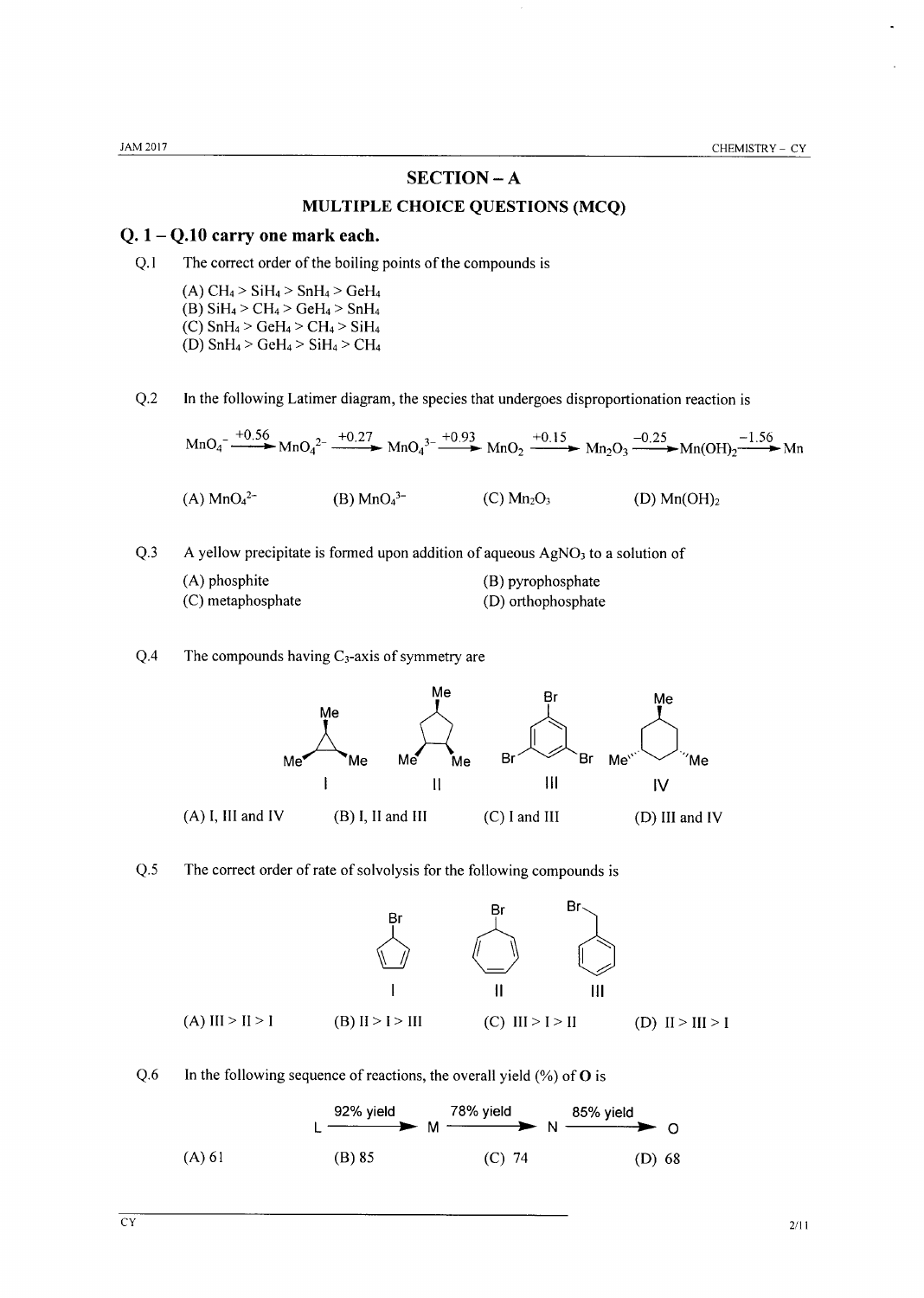# SECTION – A

## MULTIPLE CHOICE QUESTIONS (MCQ)

### Q. 1 – Q.10 carry one mark each.

Q.1 The correct order of the boiling points of the compounds is

(A) $CH_4 > SiH_4 > SnH_4 > GeH_4$
(B) $SiH_4 > CH_4 > GeH_4 > SnH_4$
(C) $SnH_4 > GeH_4 > CH_4 > SiH_4$
(D) $SnH_4 > GeH_4 > SiH_4 > CH_4$

Q.2 In the following Latimer diagram, the species that undergoes disproportionation reaction is

$$MnO_4^- \xrightarrow{+0.56} MnO_4^{2-} \xrightarrow{+0.27} MnO_4^{3-} \xrightarrow{+0.93} MnO_2 \xrightarrow{+0.15} Mn_2O_3 \xrightarrow{-0.25} Mn(OH)_2 \xrightarrow{-1.56} Mn$$

(A) $MnO_4^{2-}$ (B) $MnO_4^{3-}$ (C) $Mn_2O_3$ (D) $Mn(OH)_2$

Q.3 A yellow precipitate is formed upon addition of aqueous $AgNO_3$ to a solution of

(A) phosphite
(B) pyrophosphate
(C) metaphosphate
(D) orthophosphate

Q.4 The compounds having $C_3$-axis of symmetry are

I: 1,2,3-trimethylcyclopropane; II: 1,2,3-trimethylcyclopentane; III: 1,3,5-tribromobenzene; IV: 1,3,5-trimethylcyclohexane

(A) I, III and IV (B) I, II and III (C) I and III (D) III and IV

Q.5 The correct order of rate of solvolysis for the following compounds is

I: 5-bromocyclopentadiene; II: 7-bromocycloheptatriene; III: benzyl bromide

(A) III > II > I (B) II > I > III (C) III > I > II (D) II > III > I

Q.6 In the following sequence of reactions, the overall yield (%) of **O** is

$$L \xrightarrow{92\%\ \text{yield}} M \xrightarrow{78\%\ \text{yield}} N \xrightarrow{85\%\ \text{yield}} O$$

(A) 61 (B) 85 (C) 74 (D) 68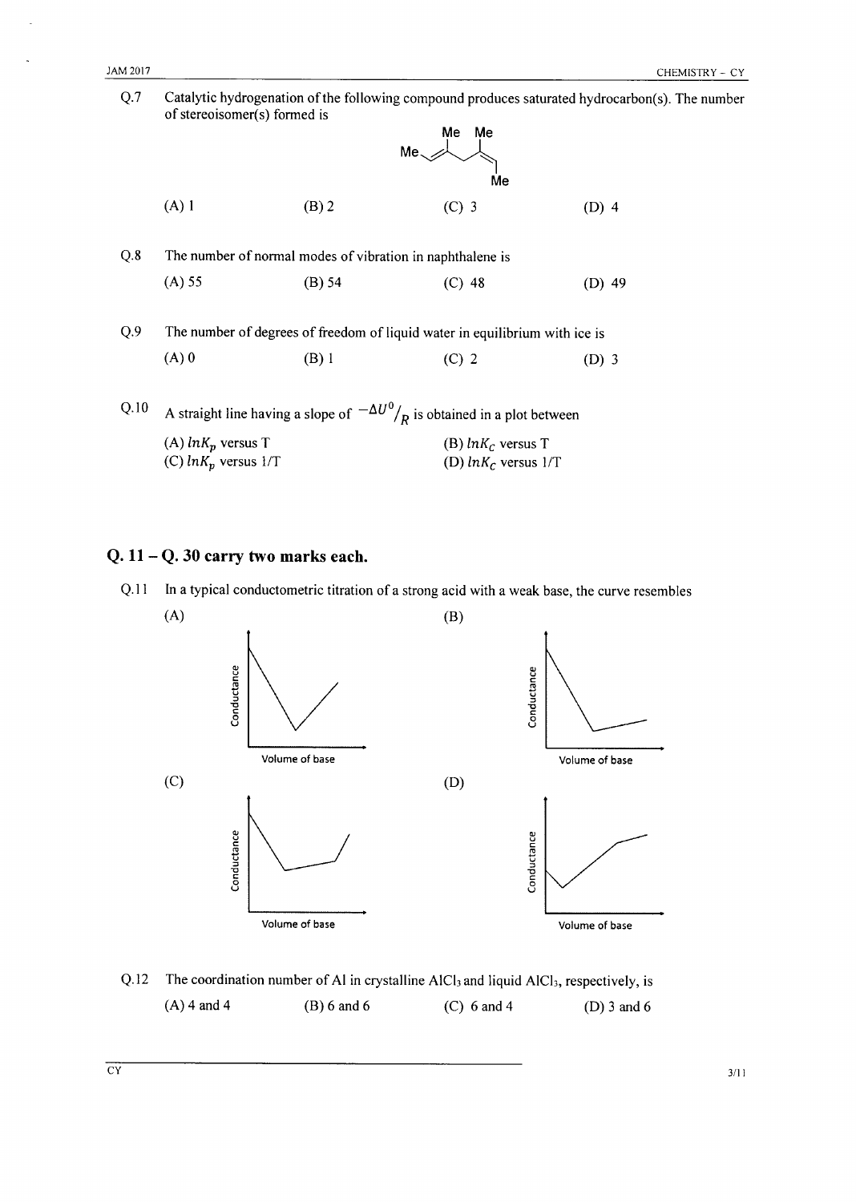Q.7 Catalytic hydrogenation of the following compound produces saturated hydrocarbon(s). The number of stereoisomer(s) formed is

(A) 1 (B) 2 (C) 3 (D) 4

Q.8 The number of normal modes of vibration in naphthalene is

(A) 55 (B) 54 (C) 48 (D) 49

Q.9 The number of degrees of freedom of liquid water in equilibrium with ice is

(A) 0 (B) 1 (C) 2 (D) 3

Q.10 A straight line having a slope of $-\Delta U^0/R$ is obtained in a plot between

(A) $lnK_p$ versus T
(B) $lnK_C$ versus T
(C) $lnK_p$ versus 1/T
(D) $lnK_C$ versus 1/T

## Q. 11 – Q. 30 carry two marks each.

Q.11 In a typical conductometric titration of a strong acid with a weak base, the curve resembles

(A)

(B)

(C)

(D)

Q.12 The coordination number of Al in crystalline $AlCl_3$ and liquid $AlCl_3$, respectively, is

(A) 4 and 4 (B) 6 and 6 (C) 6 and 4 (D) 3 and 6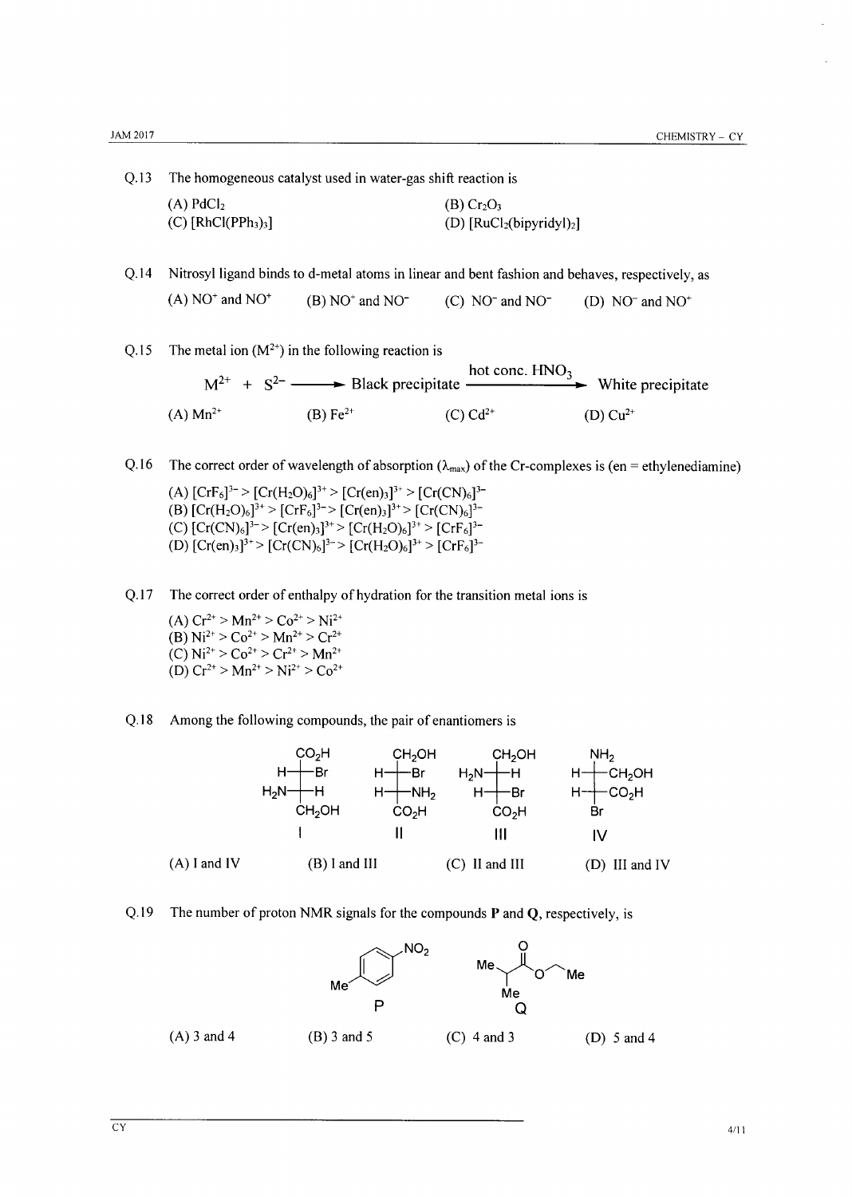Q.13 The homogeneous catalyst used in water-gas shift reaction is

(A) $PdCl_2$
(B) $Cr_2O_3$
(C) $[RhCl(PPh_3)_3]$
(D) $[RuCl_2(bipyridyl)_2]$

Q.14 Nitrosyl ligand binds to d-metal atoms in linear and bent fashion and behaves, respectively, as

(A) $NO^+$ and $NO^+$
(B) $NO^+$ and $NO^-$
(C) $NO^-$ and $NO^-$
(D) $NO^-$ and $NO^+$

Q.15 The metal ion ($M^{2+}$) in the following reaction is

$$M^{2+} + S^{2-} \longrightarrow \text{Black precipitate} \xrightarrow{\text{hot conc. } HNO_3} \text{White precipitate}$$

(A) $Mn^{2+}$
(B) $Fe^{2+}$
(C) $Cd^{2+}$
(D) $Cu^{2+}$

Q.16 The correct order of wavelength of absorption ($\lambda_{max}$) of the Cr-complexes is (en = ethylenediamine)

(A) $[CrF_6]^{3-} > [Cr(H_2O)_6]^{3+} > [Cr(en)_3]^{3+} > [Cr(CN)_6]^{3-}$
(B) $[Cr(H_2O)_6]^{3+} > [CrF_6]^{3-} > [Cr(en)_3]^{3+} > [Cr(CN)_6]^{3-}$
(C) $[Cr(CN)_6]^{3-} > [Cr(en)_3]^{3+} > [Cr(H_2O)_6]^{3+} > [CrF_6]^{3-}$
(D) $[Cr(en)_3]^{3+} > [Cr(CN)_6]^{3-} > [Cr(H_2O)_6]^{3+} > [CrF_6]^{3-}$

Q.17 The correct order of enthalpy of hydration for the transition metal ions is

(A) $Cr^{2+} > Mn^{2+} > Co^{2+} > Ni^{2+}$
(B) $Ni^{2+} > Co^{2+} > Mn^{2+} > Cr^{2+}$
(C) $Ni^{2+} > Co^{2+} > Cr^{2+} > Mn^{2+}$
(D) $Cr^{2+} > Mn^{2+} > Ni^{2+} > Co^{2+}$

Q.18 Among the following compounds, the pair of enantiomers is

I: Fischer projection — top: $CO_2H$; first carbon: H (left), Br (right); second carbon: $H_2N$ (left), H (right); bottom: $CH_2OH$

II: Fischer projection — top: $CH_2OH$; first carbon: H (left), Br (right); second carbon: H (left), $NH_2$ (right); bottom: $CO_2H$

III: Fischer projection — top: $CH_2OH$; first carbon: $H_2N$ (left), H (right); second carbon: H (left), Br (right); bottom: $CO_2H$

IV: Fischer projection — top: $NH_2$; first carbon: H (left), $CH_2OH$ (right); second carbon: H (left), $CO_2H$ (right); bottom: Br

(A) I and IV
(B) I and III
(C) II and III
(D) III and IV

Q.19 The number of proton NMR signals for the compounds **P** and **Q**, respectively, is

**P**: 1-methyl-3-nitrobenzene (Me and $NO_2$ on benzene ring)

**Q**: $Me_2CH\text{–}C(=O)\text{–}O\text{–}CH_2\text{–}Me$

(A) 3 and 4
(B) 3 and 5
(C) 4 and 3
(D) 5 and 4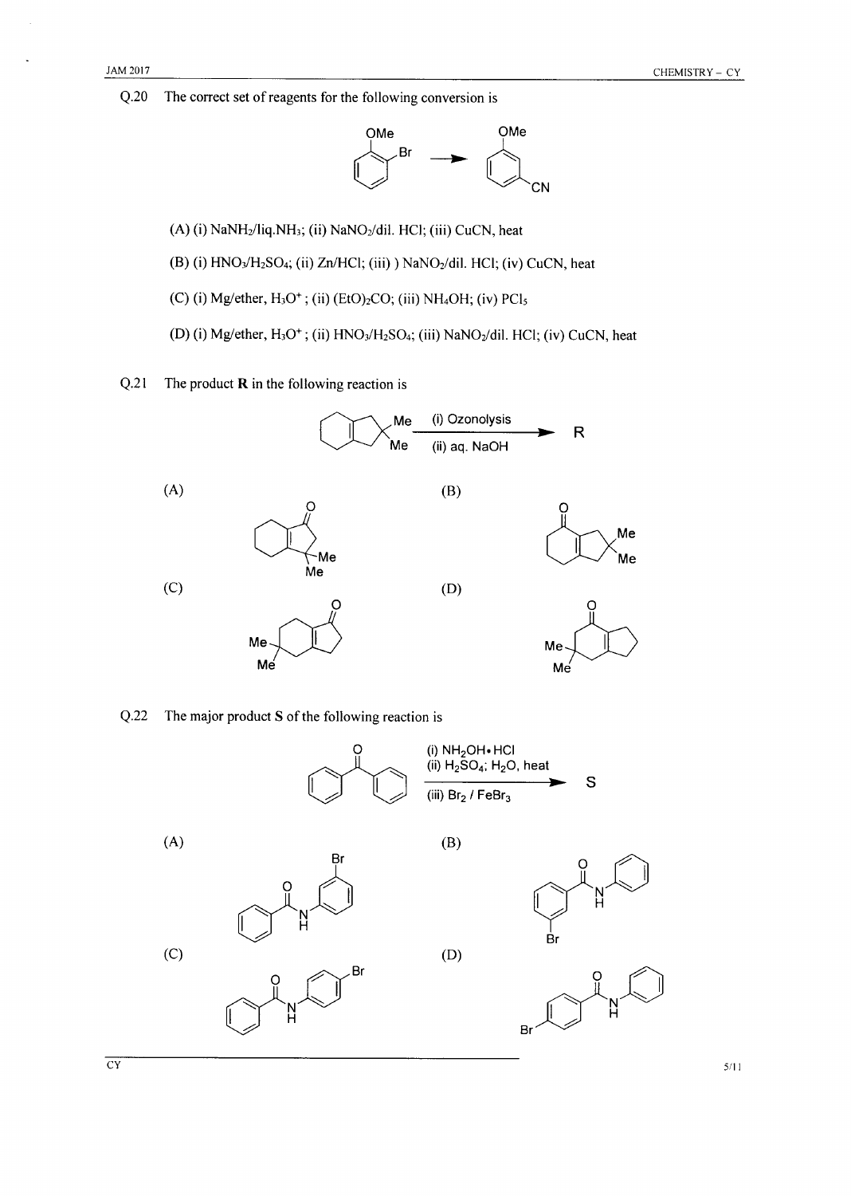Q.20 The correct set of reagents for the following conversion is

(A) (i) $NaNH_2$/liq.$NH_3$; (ii) $NaNO_2$/dil. HCl; (iii) CuCN, heat

(B) (i) $HNO_3/H_2SO_4$; (ii) Zn/HCl; (iii) ) $NaNO_2$/dil. HCl; (iv) CuCN, heat

(C) (i) Mg/ether, $H_3O^+$ ; (ii) $(EtO)_2CO$; (iii) $NH_4OH$; (iv) $PCl_5$

(D) (i) Mg/ether, $H_3O^+$ ; (ii) $HNO_3/H_2SO_4$; (iii) $NaNO_2$/dil. HCl; (iv) CuCN, heat

Q.21 The product **R** in the following reaction is

(i) Ozonolysis
(ii) aq. NaOH

(A)

(B)

(C)

(D)

Q.22 The major product **S** of the following reaction is

(i) $NH_2OH \cdot HCl$
(ii) $H_2SO_4$; $H_2O$, heat
(iii) $Br_2$ / $FeBr_3$

(A)

(B)

(C)

(D)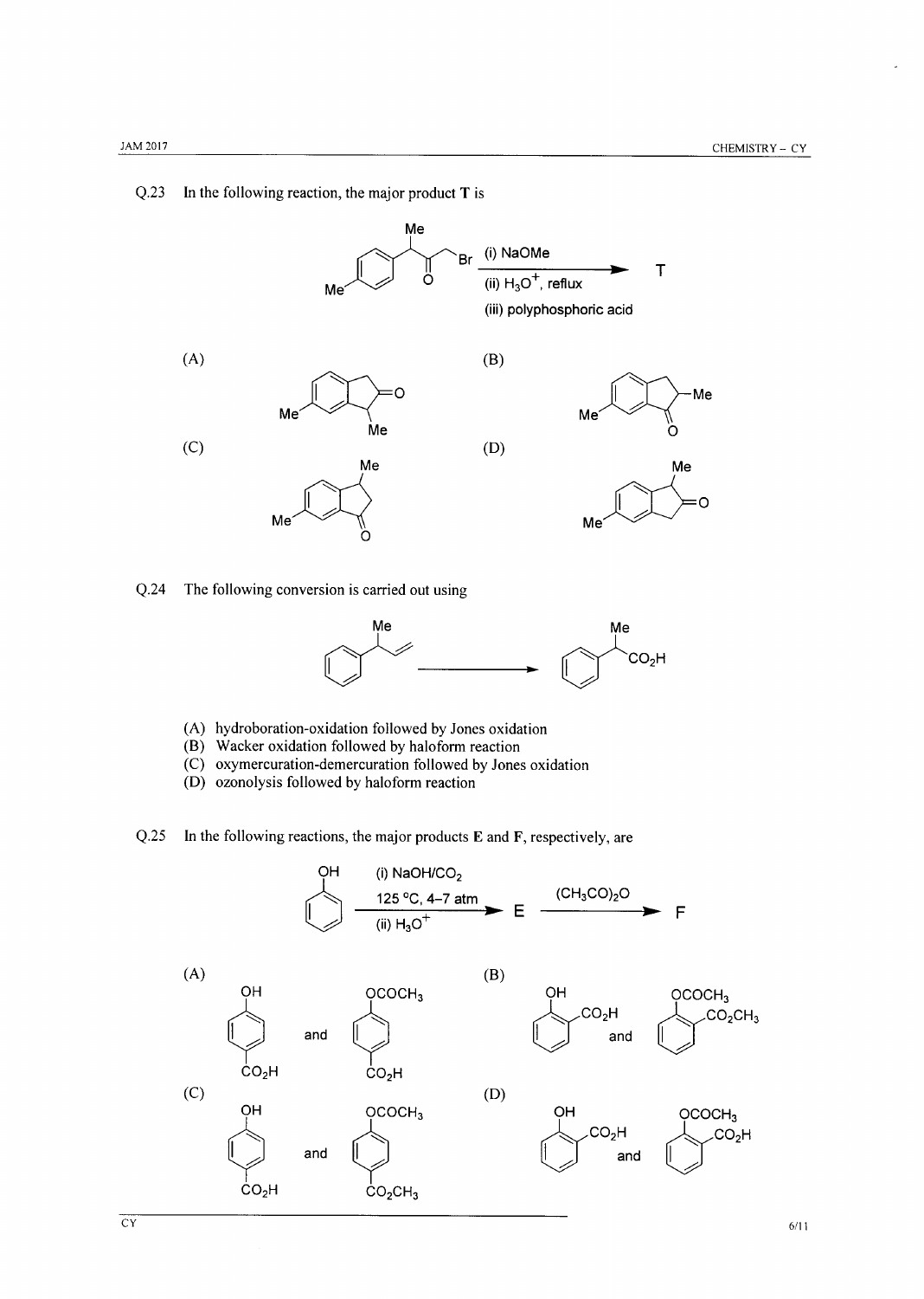Q.23 In the following reaction, the major product **T** is

(i) NaOMe
(ii) $H_3O^+$, reflux
(iii) polyphosphoric acid

(A)

(B)

(C)

(D)

Q.24 The following conversion is carried out using

(A) hydroboration-oxidation followed by Jones oxidation
(B) Wacker oxidation followed by haloform reaction
(C) oxymercuration-demercuration followed by Jones oxidation
(D) ozonolysis followed by haloform reaction

Q.25 In the following reactions, the major products **E** and **F**, respectively, are

(i) NaOH/$CO_2$, 125 °C, 4–7 atm
(ii) $H_3O^+$
→ **E** —$(CH_3CO)_2O$→ **F**

(A) OH / $CO_2H$ and $OCOCH_3$ / $CO_2H$

(B) OH / $CO_2H$ and $OCOCH_3$ / $CO_2CH_3$

(C) OH / $CO_2H$ and $OCOCH_3$ / $CO_2CH_3$

(D) OH / $CO_2H$ and $OCOCH_3$ / $CO_2H$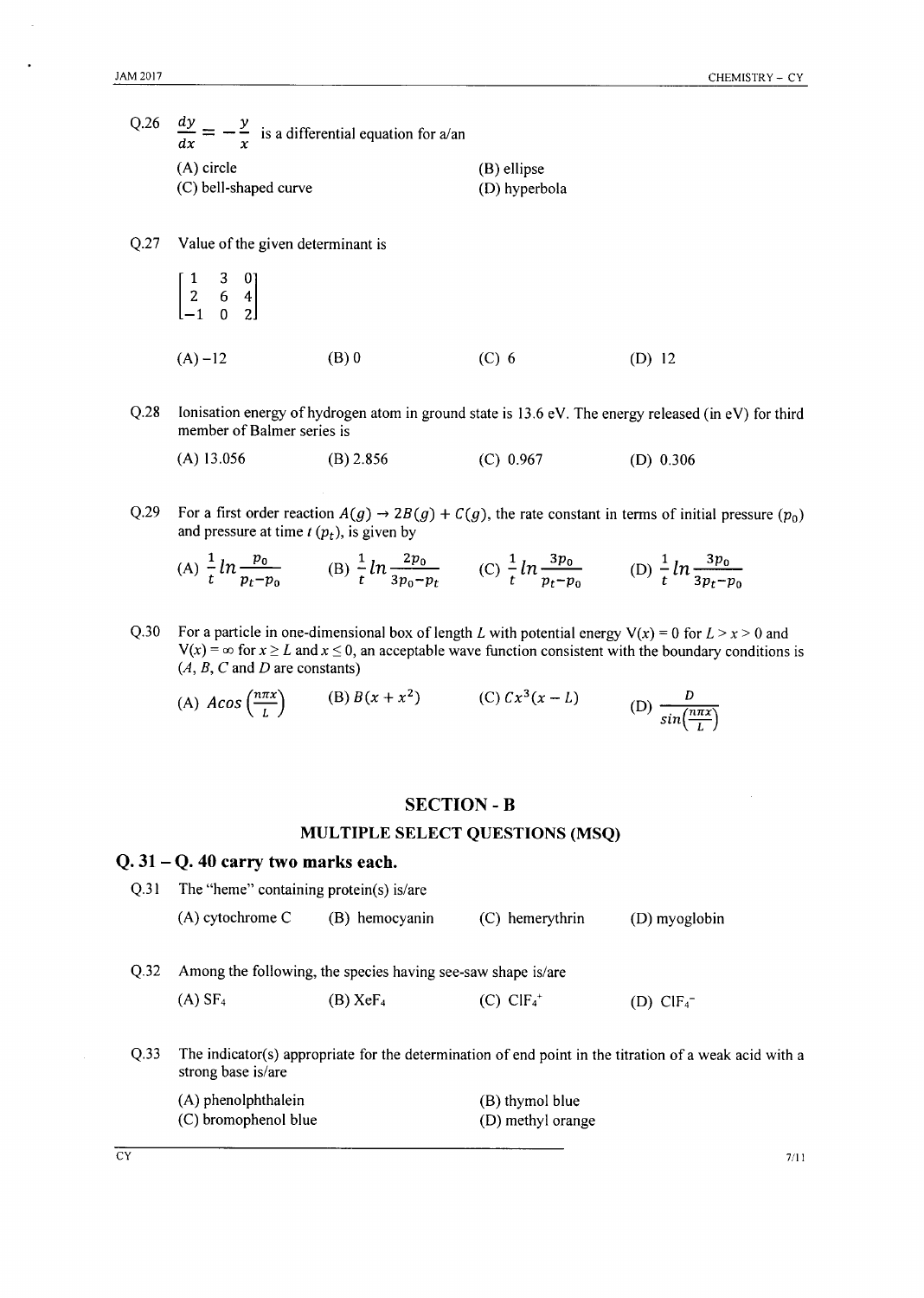Q.26 $\frac{dy}{dx} = -\frac{y}{x}$ is a differential equation for a/an

(A) circle
(B) ellipse
(C) bell-shaped curve
(D) hyperbola

Q.27 Value of the given determinant is

$$\begin{bmatrix} 1 & 3 & 0 \\ 2 & 6 & 4 \\ -1 & 0 & 2 \end{bmatrix}$$

(A) −12
(B) 0
(C) 6
(D) 12

Q.28 Ionisation energy of hydrogen atom in ground state is 13.6 eV. The energy released (in eV) for third member of Balmer series is

(A) 13.056
(B) 2.856
(C) 0.967
(D) 0.306

Q.29 For a first order reaction $A(g) \rightarrow 2B(g) + C(g)$, the rate constant in terms of initial pressure ($p_0$) and pressure at time $t$ ($p_t$), is given by

(A) $\frac{1}{t} ln \frac{p_0}{p_t - p_0}$
(B) $\frac{1}{t} ln \frac{2p_0}{3p_0 - p_t}$
(C) $\frac{1}{t} ln \frac{3p_0}{p_t - p_0}$
(D) $\frac{1}{t} ln \frac{3p_0}{3p_t - p_0}$

Q.30 For a particle in one-dimensional box of length $L$ with potential energy $V(x) = 0$ for $L > x > 0$ and $V(x) = \infty$ for $x \geq L$ and $x \leq 0$, an acceptable wave function consistent with the boundary conditions is ($A$, $B$, $C$ and $D$ are constants)

(A) $A cos\left(\frac{n\pi x}{L}\right)$
(B) $B(x + x^2)$
(C) $Cx^3(x - L)$
(D) $\frac{D}{sin\left(\frac{n\pi x}{L}\right)}$

## SECTION - B

### MULTIPLE SELECT QUESTIONS (MSQ)

### Q. 31 – Q. 40 carry two marks each.

Q.31 The "heme" containing protein(s) is/are

(A) cytochrome C
(B) hemocyanin
(C) hemerythrin
(D) myoglobin

Q.32 Among the following, the species having see-saw shape is/are

(A) $SF_4$
(B) $XeF_4$
(C) $ClF_4^+$
(D) $ClF_4^-$

Q.33 The indicator(s) appropriate for the determination of end point in the titration of a weak acid with a strong base is/are

(A) phenolphthalein
(B) thymol blue
(C) bromophenol blue
(D) methyl orange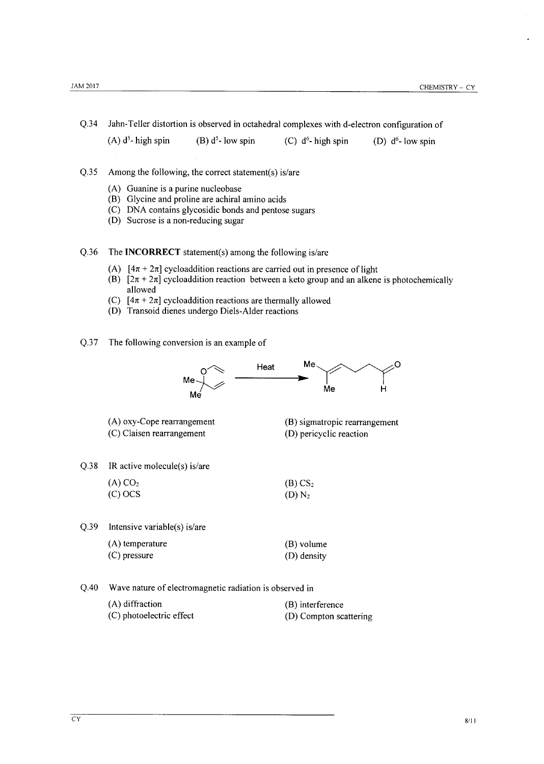Q.34 Jahn-Teller distortion is observed in octahedral complexes with d-electron configuration of

(A) $d^5$- high spin (B) $d^5$- low spin (C) $d^6$- high spin (D) $d^6$- low spin

Q.35 Among the following, the correct statement(s) is/are

(A) Guanine is a purine nucleobase
(B) Glycine and proline are achiral amino acids
(C) DNA contains glycosidic bonds and pentose sugars
(D) Sucrose is a non-reducing sugar

Q.36 The **INCORRECT** statement(s) among the following is/are

(A) $[4\pi + 2\pi]$ cycloaddition reactions are carried out in presence of light
(B) $[2\pi + 2\pi]$ cycloaddition reaction between a keto group and an alkene is photochemically allowed
(C) $[4\pi + 2\pi]$ cycloaddition reactions are thermally allowed
(D) Transoid dienes undergo Diels-Alder reactions

Q.37 The following conversion is an example of

Reactant (allyl vinyl ether with Me, Me) —Heat→ Product (Me, Me substituted unsaturated aldehyde, C(=O)H)

(A) oxy-Cope rearrangement (B) sigmatropic rearrangement
(C) Claisen rearrangement (D) pericyclic reaction

Q.38 IR active molecule(s) is/are

(A) $CO_2$ (B) $CS_2$
(C) $OCS$ (D) $N_2$

Q.39 Intensive variable(s) is/are

(A) temperature (B) volume
(C) pressure (D) density

Q.40 Wave nature of electromagnetic radiation is observed in

(A) diffraction (B) interference
(C) photoelectric effect (D) Compton scattering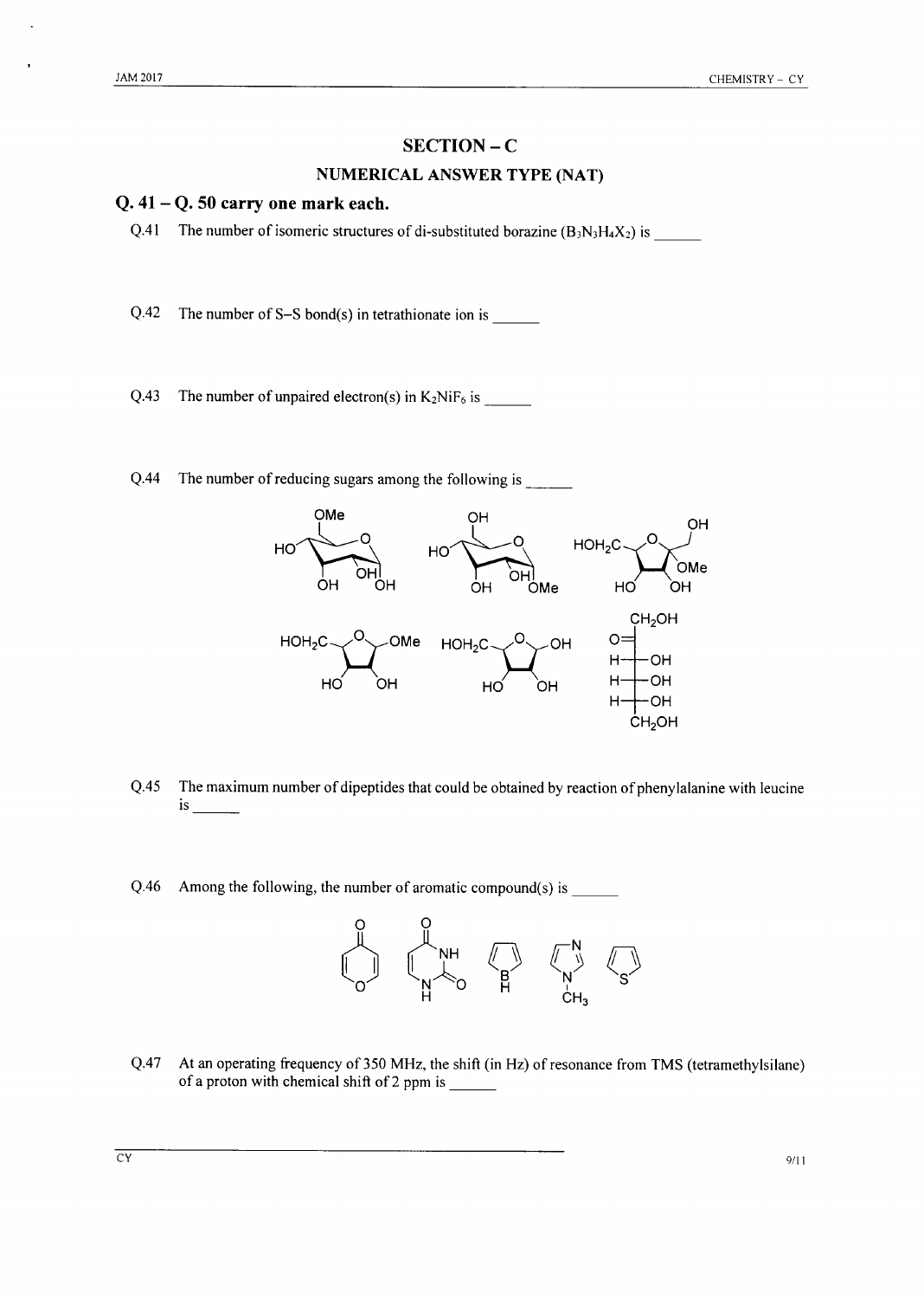## SECTION – C

### NUMERICAL ANSWER TYPE (NAT)

### Q. 41 – Q. 50 carry one mark each.

Q.41 The number of isomeric structures of di-substituted borazine ($B_3N_3H_4X_2$) is ______

Q.42 The number of S–S bond(s) in tetrathionate ion is ______

Q.43 The number of unpaired electron(s) in $K_2NiF_6$ is ______

Q.44 The number of reducing sugars among the following is ______

Q.45 The maximum number of dipeptides that could be obtained by reaction of phenylalanine with leucine is ______

Q.46 Among the following, the number of aromatic compound(s) is ______

Q.47 At an operating frequency of 350 MHz, the shift (in Hz) of resonance from TMS (tetramethylsilane) of a proton with chemical shift of 2 ppm is ______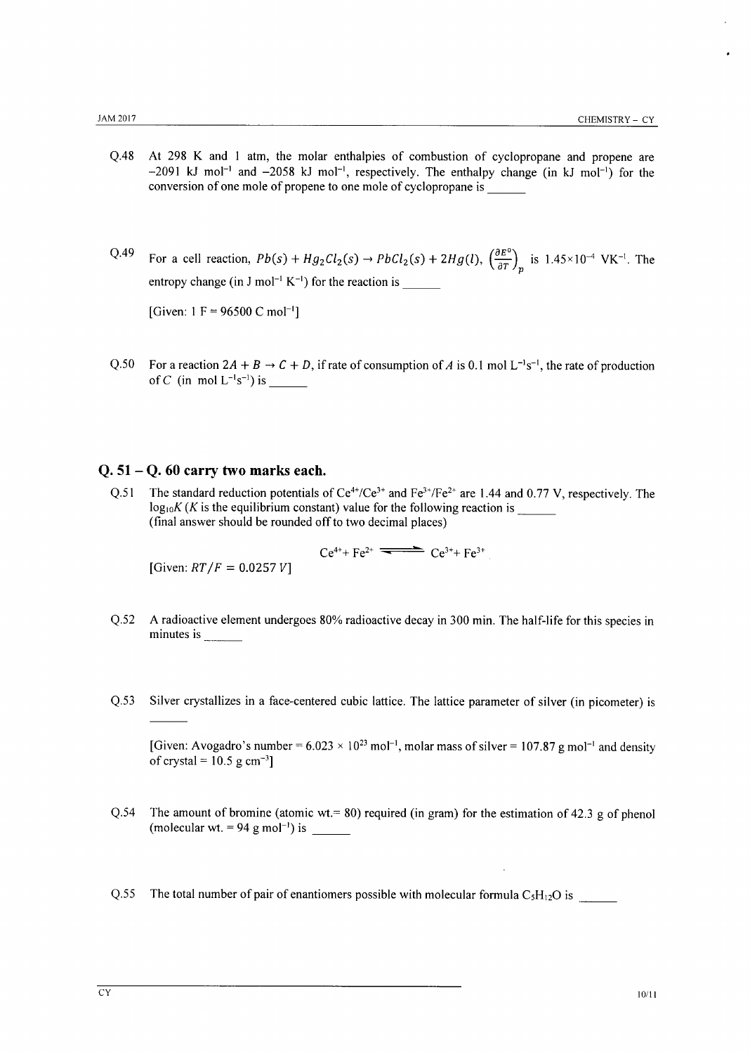Q.48 At 298 K and 1 atm, the molar enthalpies of combustion of cyclopropane and propene are $-2091$ kJ mol$^{-1}$ and $-2058$ kJ mol$^{-1}$, respectively. The enthalpy change (in kJ mol$^{-1}$) for the conversion of one mole of propene to one mole of cyclopropane is ______

Q.49 For a cell reaction, $Pb(s) + Hg_2Cl_2(s) \rightarrow PbCl_2(s) + 2Hg(l)$, $\left(\frac{\partial E^0}{\partial T}\right)_p$ is $1.45 \times 10^{-4}$ VK$^{-1}$. The entropy change (in J mol$^{-1}$ K$^{-1}$) for the reaction is ______

[Given: 1 F = 96500 C mol$^{-1}$]

Q.50 For a reaction $2A + B \rightarrow C + D$, if rate of consumption of $A$ is 0.1 mol L$^{-1}$s$^{-1}$, the rate of production of $C$ (in mol L$^{-1}$s$^{-1}$) is ______

## Q. 51 – Q. 60 carry two marks each.

Q.51 The standard reduction potentials of $Ce^{4+}/Ce^{3+}$ and $Fe^{3+}/Fe^{2+}$ are 1.44 and 0.77 V, respectively. The $\log_{10}K$ ($K$ is the equilibrium constant) value for the following reaction is ______
(final answer should be rounded off to two decimal places)

$$Ce^{4+} + Fe^{2+} \rightleftharpoons Ce^{3+} + Fe^{3+}$$

[Given: $RT/F = 0.0257\ V$]

Q.52 A radioactive element undergoes 80% radioactive decay in 300 min. The half-life for this species in minutes is ______

Q.53 Silver crystallizes in a face-centered cubic lattice. The lattice parameter of silver (in picometer) is ______

[Given: Avogadro's number = $6.023 \times 10^{23}$ mol$^{-1}$, molar mass of silver = 107.87 g mol$^{-1}$ and density of crystal = 10.5 g cm$^{-3}$]

Q.54 The amount of bromine (atomic wt.= 80) required (in gram) for the estimation of 42.3 g of phenol (molecular wt. = 94 g mol$^{-1}$) is ______

Q.55 The total number of pair of enantiomers possible with molecular formula $C_5H_{12}O$ is ______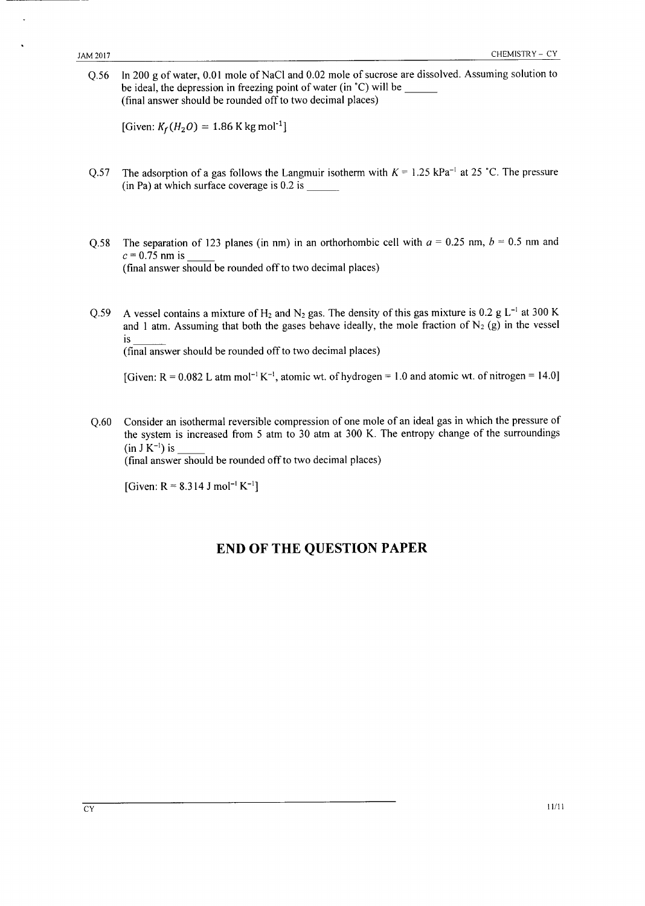Q.56 In 200 g of water, 0.01 mole of NaCl and 0.02 mole of sucrose are dissolved. Assuming solution to be ideal, the depression in freezing point of water (in °C) will be \_\_\_\_\_\_
(final answer should be rounded off to two decimal places)

[Given: $K_f(H_2O) = 1.86$ K kg mol$^{-1}$]

Q.57 The adsorption of a gas follows the Langmuir isotherm with $K = 1.25$ kPa$^{-1}$ at 25 °C. The pressure (in Pa) at which surface coverage is 0.2 is \_\_\_\_\_\_

Q.58 The separation of 123 planes (in nm) in an orthorhombic cell with $a = 0.25$ nm, $b = 0.5$ nm and $c = 0.75$ nm is \_\_\_\_\_
(final answer should be rounded off to two decimal places)

Q.59 A vessel contains a mixture of $H_2$ and $N_2$ gas. The density of this gas mixture is 0.2 g L$^{-1}$ at 300 K and 1 atm. Assuming that both the gases behave ideally, the mole fraction of $N_2$ (g) in the vessel is \_\_\_\_\_\_
(final answer should be rounded off to two decimal places)

[Given: R = 0.082 L atm mol$^{-1}$ K$^{-1}$, atomic wt. of hydrogen = 1.0 and atomic wt. of nitrogen = 14.0]

Q.60 Consider an isothermal reversible compression of one mole of an ideal gas in which the pressure of the system is increased from 5 atm to 30 atm at 300 K. The entropy change of the surroundings (in J K$^{-1}$) is \_\_\_\_\_
(final answer should be rounded off to two decimal places)

[Given: R = 8.314 J mol$^{-1}$ K$^{-1}$]

# END OF THE QUESTION PAPER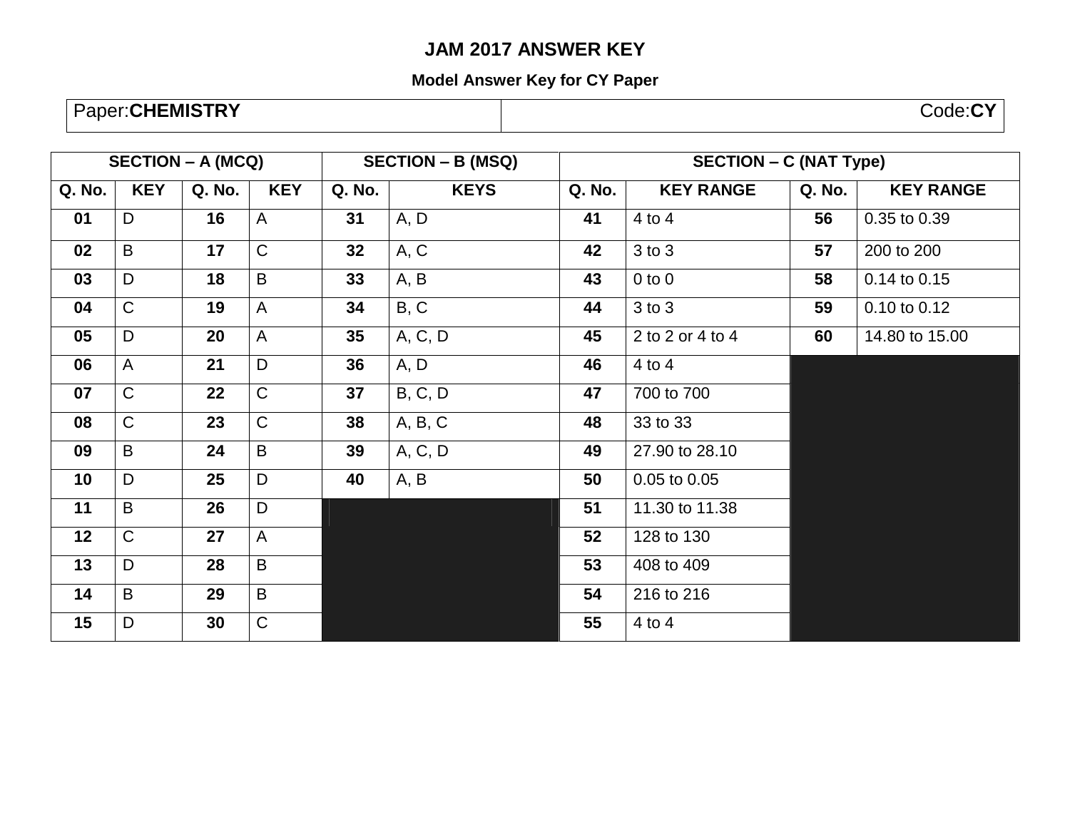# JAM 2017 ANSWER KEY

**Model Answer Key for CY Paper**

| Paper:**CHEMISTRY** | Code:**CY** |
|---|---|

| SECTION – A (MCQ) | | | | SECTION – B (MSQ) | | SECTION – C (NAT Type) | | | |
|---|---|---|---|---|---|---|---|---|---|
| **Q. No.** | **KEY** | **Q. No.** | **KEY** | **Q. No.** | **KEYS** | **Q. No.** | **KEY RANGE** | **Q. No.** | **KEY RANGE** |
| **01** | D | **16** | A | **31** | A, D | **41** | 4 to 4 | **56** | 0.35 to 0.39 |
| **02** | B | **17** | C | **32** | A, C | **42** | 3 to 3 | **57** | 200 to 200 |
| **03** | D | **18** | B | **33** | A, B | **43** | 0 to 0 | **58** | 0.14 to 0.15 |
| **04** | C | **19** | A | **34** | B, C | **44** | 3 to 3 | **59** | 0.10 to 0.12 |
| **05** | D | **20** | A | **35** | A, C, D | **45** | 2 to 2 or 4 to 4 | **60** | 14.80 to 15.00 |
| **06** | A | **21** | D | **36** | A, D | **46** | 4 to 4 | | |
| **07** | C | **22** | C | **37** | B, C, D | **47** | 700 to 700 | | |
| **08** | C | **23** | C | **38** | A, B, C | **48** | 33 to 33 | | |
| **09** | B | **24** | B | **39** | A, C, D | **49** | 27.90 to 28.10 | | |
| **10** | D | **25** | D | **40** | A, B | **50** | 0.05 to 0.05 | | |
| **11** | B | **26** | D | | | **51** | 11.30 to 11.38 | | |
| **12** | C | **27** | A | | | **52** | 128 to 130 | | |
| **13** | D | **28** | B | | | **53** | 408 to 409 | | |
| **14** | B | **29** | B | | | **54** | 216 to 216 | | |
| **15** | D | **30** | C | | | **55** | 4 to 4 | | |